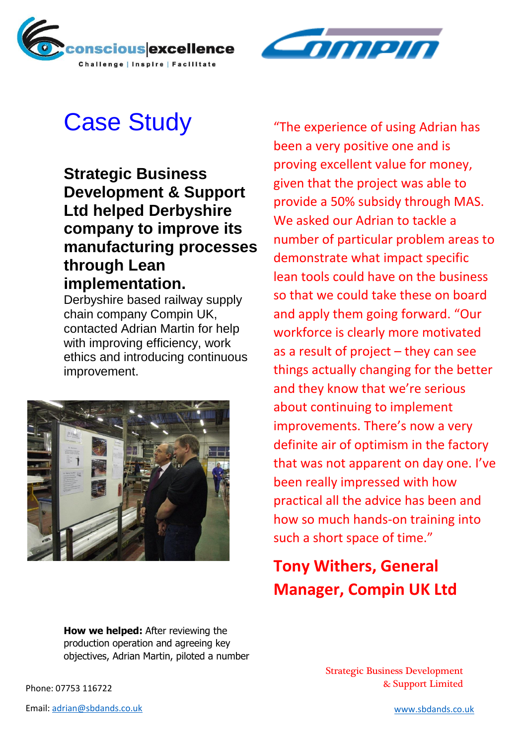# Case Study

**Strategic Business Development & Support Ltd helped Derbyshire company to improve its manufacturing processes through Lean implementation.**

Derbyshire based railway supply chain company Compin UK, contacted Adrian Martin for help with improving efficiency, work ethics and introducing continuous improvement.

**How we helped:** After reviewing the production operation and agreeing key objectives, Adrian Martin, piloted a number

"The experience of using Adrian has been a very positive one and is proving excellent value for money, given that the project was able to provide a 50% subsidy through MAS. We asked our Adrian to tackle a number of particular problem areas to demonstrate what impact specific lean tools could have on the business so that we could take these on board and apply them going forward. "Our workforce is clearly more motivated as a result of project – they can see things actually changing for the better and they know that we're serious about continuing to implement improvements. There's now a very definite air of optimism in the factory that was not apparent on day one. I've been really impressed with how practical all the advice has been and how so much hands-on training into such a short space of time."

**Tony Withers, General Manager, Compin UK Ltd**

Phone: 07753 116722

Email: adrian@sbdands.co.uk

Strategic Business Development & Support Limited

www.sbdands.co.uk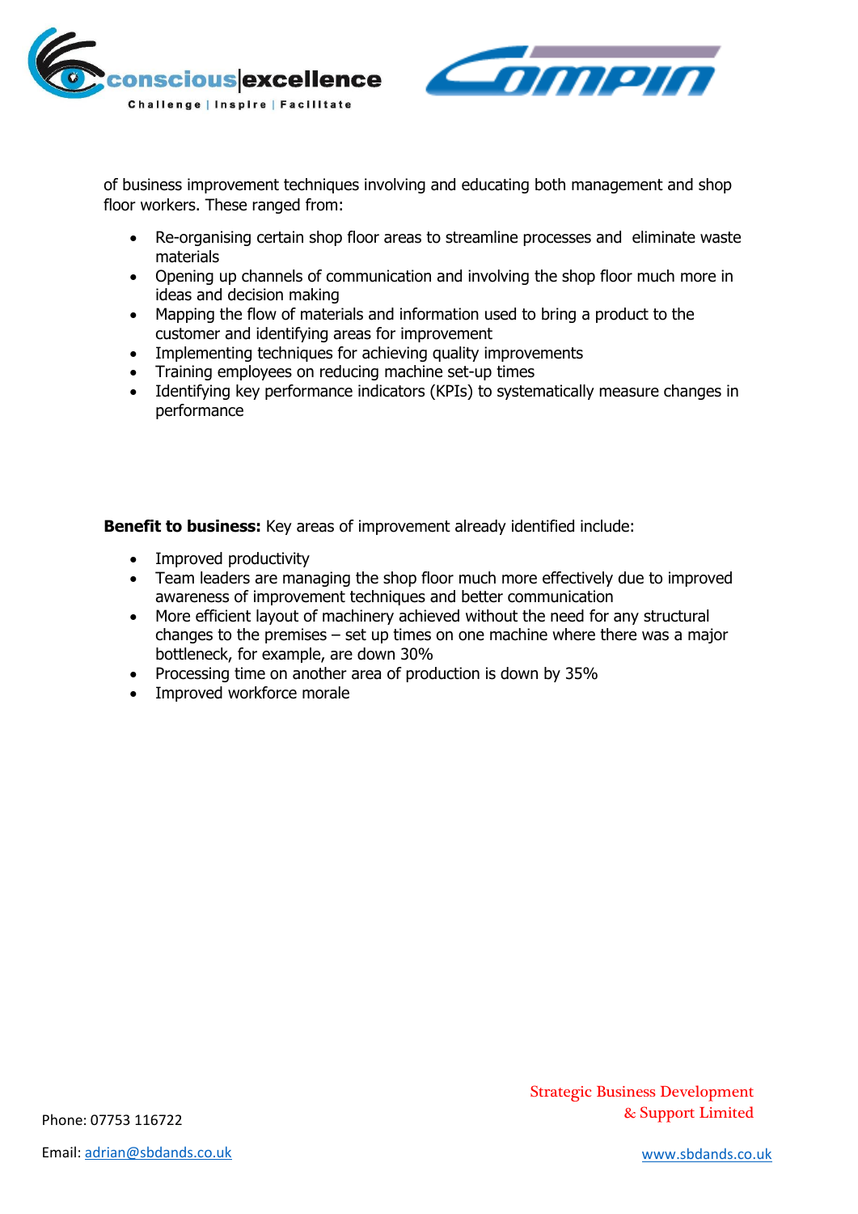of business improvement techniques involving and educating both management and shop floor workers. These ranged from:

- Re-organising certain shop floor areas to streamline processes and eliminate waste materials
- Opening up channels of communication and involving the shop floor much more in ideas and decision making
- Mapping the flow of materials and information used to bring a product to the customer and identifying areas for improvement
- Implementing techniques for achieving quality improvements
- Training employees on reducing machine set-up times
- Identifying key performance indicators (KPIs) to systematically measure changes in performance

**Benefit to business:** Key areas of improvement already identified include:

- Improved productivity
- Team leaders are managing the shop floor much more effectively due to improved awareness of improvement techniques and better communication
- More efficient layout of machinery achieved without the need for any structural changes to the premises – set up times on one machine where there was a major bottleneck, for example, are down 30%
- Processing time on another area of production is down by 35%
- Improved workforce morale